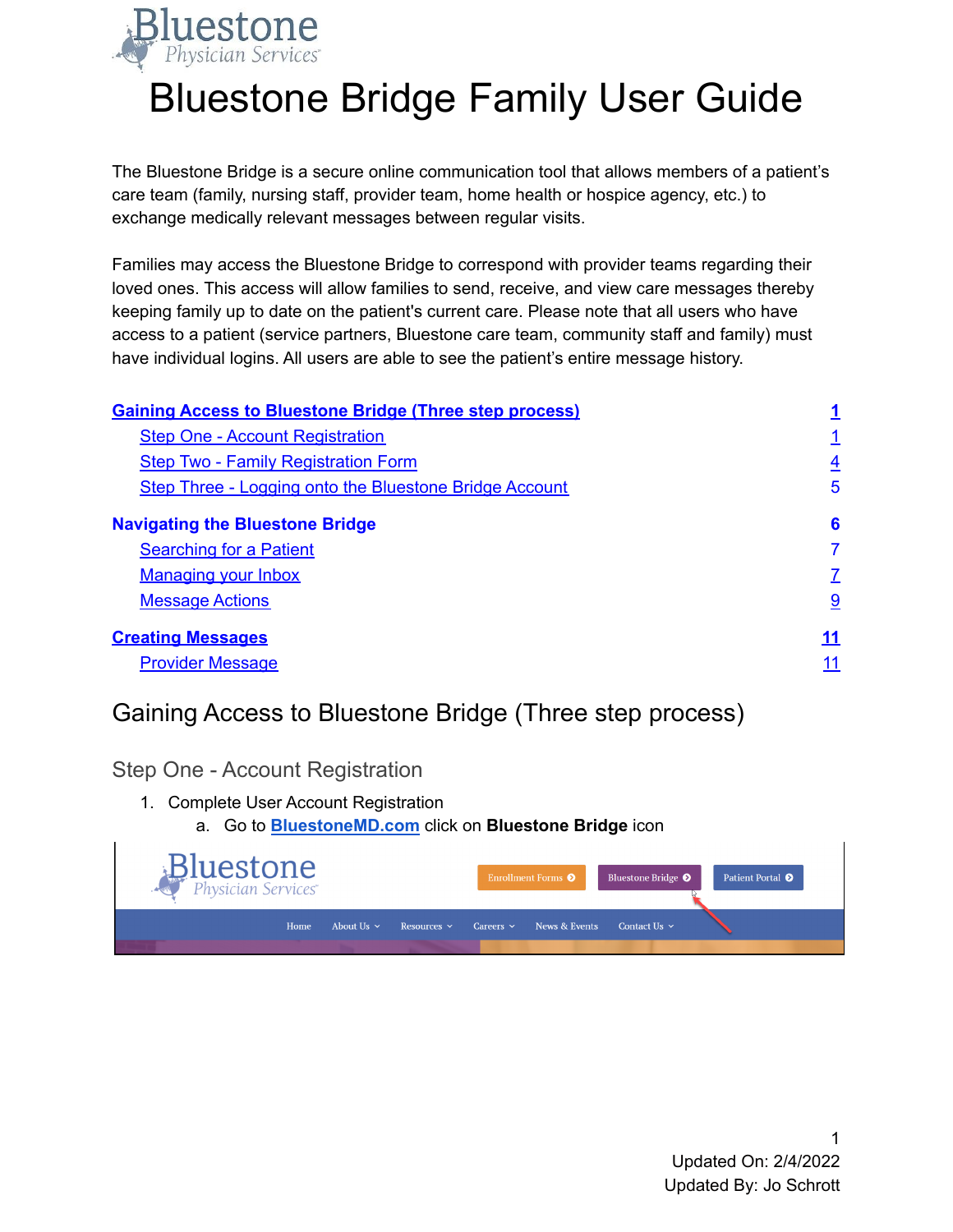# Bluestone Bridge Family User Guide

The Bluestone Bridge is a secure online communication tool that allows members of a patient's care team (family, nursing staff, provider team, home health or hospice agency, etc.) to exchange medically relevant messages between regular visits.

Families may access the Bluestone Bridge to correspond with provider teams regarding their loved ones. This access will allow families to send, receive, and view care messages thereby keeping family up to date on the patient's current care. Please note that all users who have access to a patient (service partners, Bluestone care team, community staff and family) must have individual logins. All users are able to see the patient's entire message history.

**Gaining Access to Bluestone Bridge (Three step process)** — 1
- Step One - Account Registration — 1
- Step Two - Family Registration Form — 4
- Step Three - Logging onto the Bluestone Bridge Account — 5

**Navigating the Bluestone Bridge** — 6
- Searching for a Patient — 7
- Managing your Inbox — 7
- Message Actions — 9

**Creating Messages** — 11
- Provider Message — 11

## Gaining Access to Bluestone Bridge (Three step process)

### Step One - Account Registration

1. Complete User Account Registration
   a. Go to BluestoneMD.com click on **Bluestone Bridge** icon

Updated On: 2/4/2022
Updated By: Jo Schrott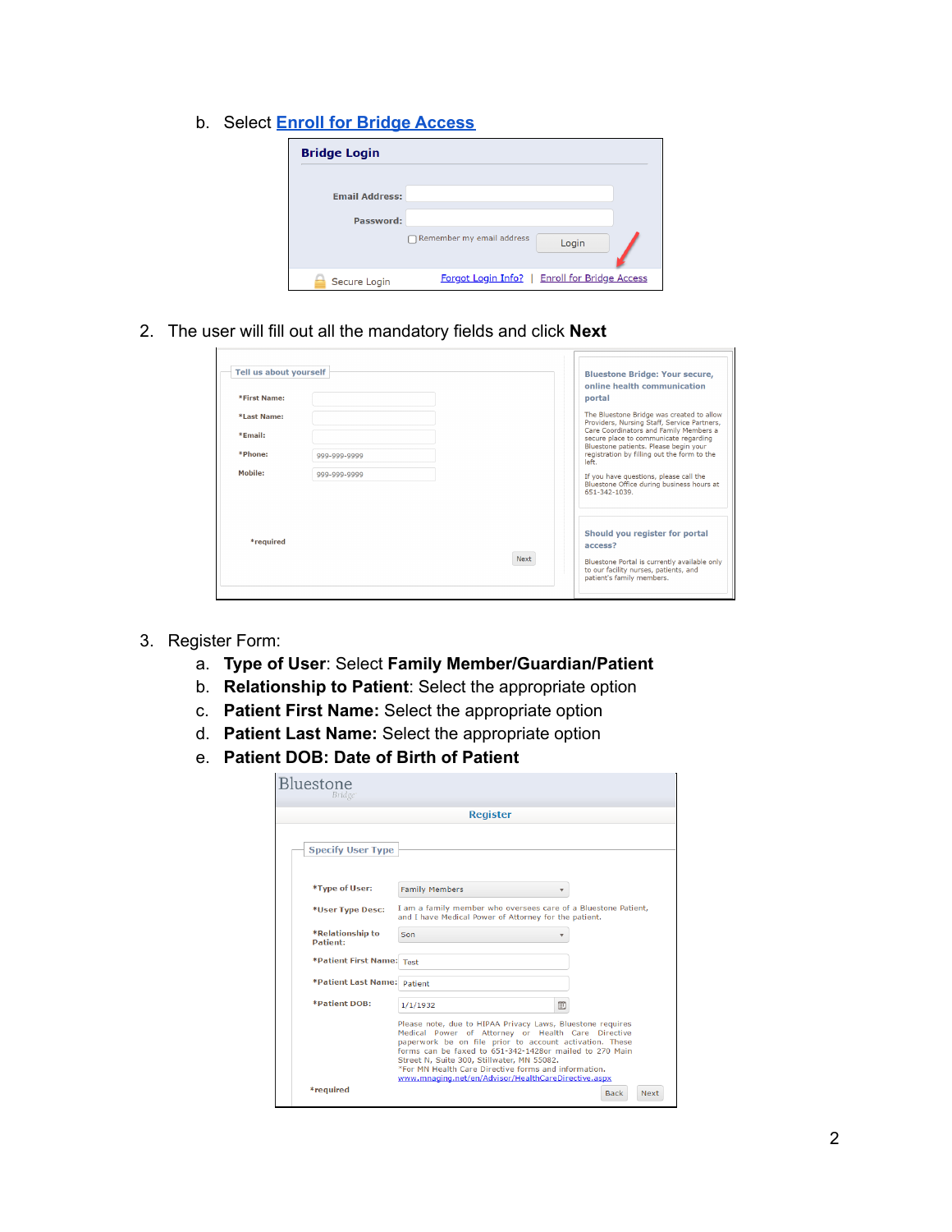b. Select [Enroll for Bridge Access]

2. The user will fill out all the mandatory fields and click **Next**

3. Register Form:
   a. **Type of User**: Select **Family Member/Guardian/Patient**
   b. **Relationship to Patient**: Select the appropriate option
   c. **Patient First Name:** Select the appropriate option
   d. **Patient Last Name:** Select the appropriate option
   e. **Patient DOB: Date of Birth of Patient**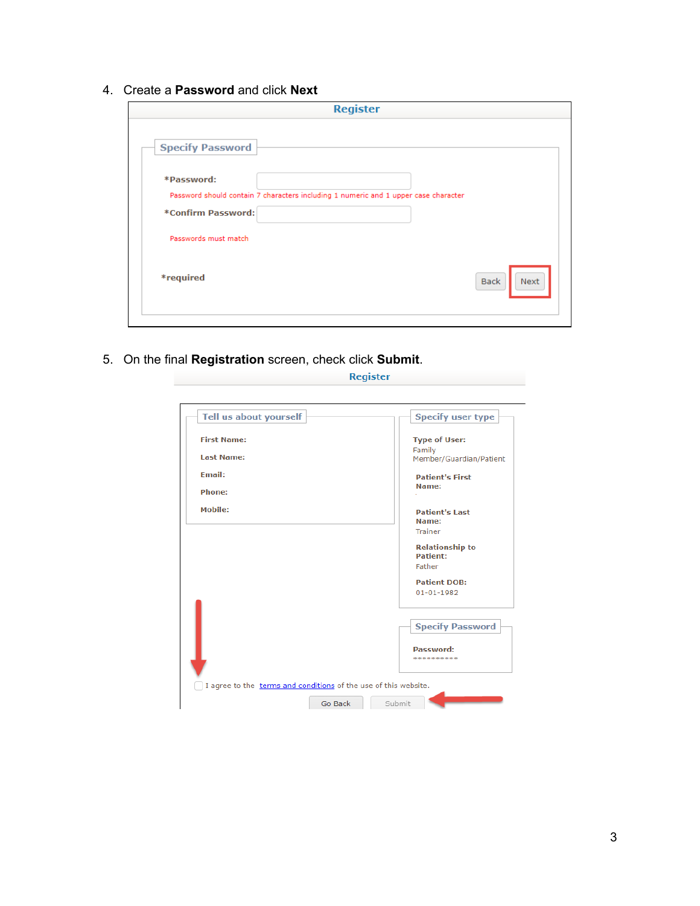4. Create a **Password** and click **Next**

Register

Specify Password

*Password:

Password should contain 7 characters including 1 numeric and 1 upper case character

*Confirm Password:

Passwords must match

*required

Back Next

5. On the final **Registration** screen, check click **Submit**.

Register

Tell us about yourself

First Name:

Last Name:

Email:

Phone:

Mobile:

Specify user type

Type of User:
Family Member/Guardian/Patient

Patient's First Name:

Patient's Last Name:
Trainer

Relationship to Patient:
Father

Patient DOB:
01-01-1982

Specify Password

Password:
**********

I agree to the terms and conditions of the use of this website.

Go Back Submit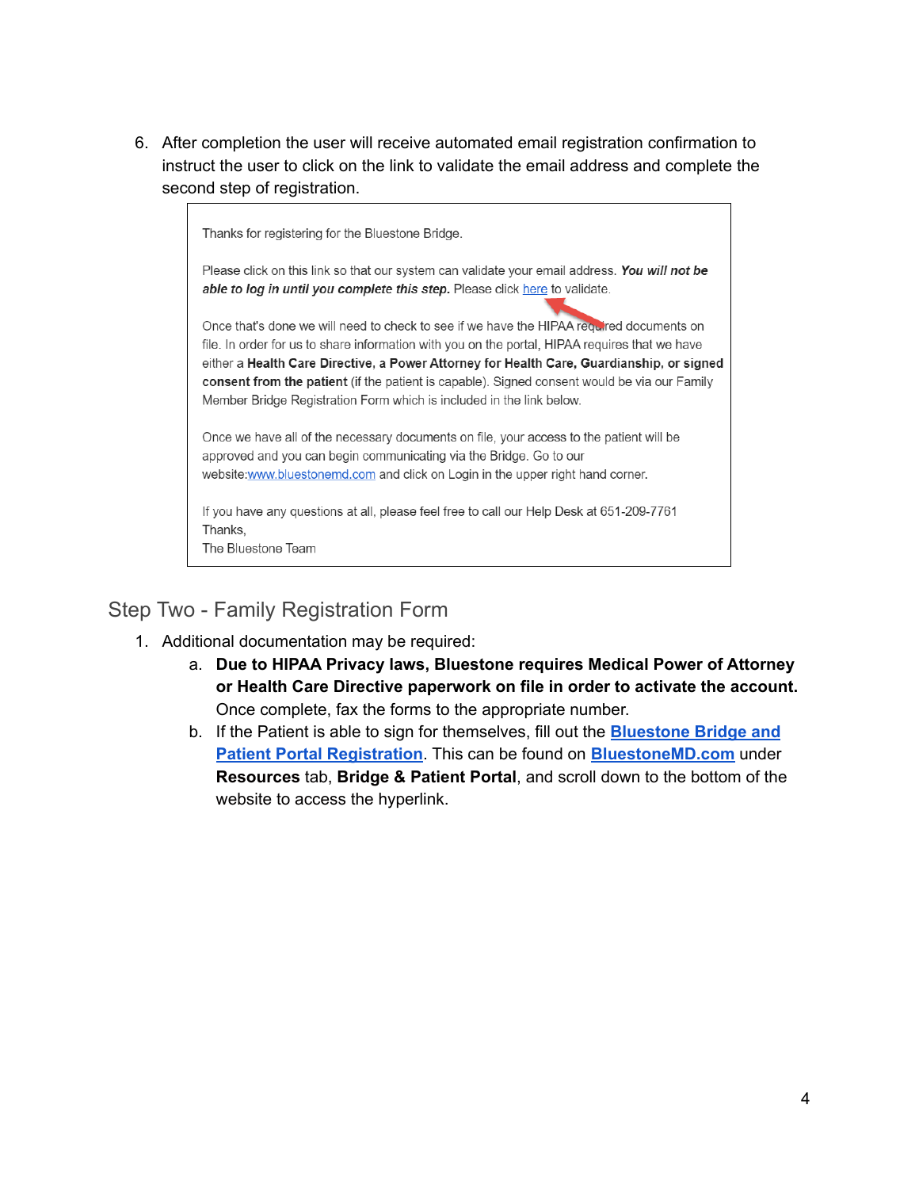6. After completion the user will receive automated email registration confirmation to instruct the user to click on the link to validate the email address and complete the second step of registration.

> Thanks for registering for the Bluestone Bridge.
>
> Please click on this link so that our system can validate your email address. ***You will not be able to log in until you complete this step.*** Please click here to validate.
>
> Once that's done we will need to check to see if we have the HIPAA required documents on file. In order for us to share information with you on the portal, HIPAA requires that we have either a **Health Care Directive, a Power Attorney for Health Care, Guardianship, or signed consent from the patient** (if the patient is capable). Signed consent would be via our Family Member Bridge Registration Form which is included in the link below.
>
> Once we have all of the necessary documents on file, your access to the patient will be approved and you can begin communicating via the Bridge. Go to our website:www.bluestonemd.com and click on Login in the upper right hand corner.
>
> If you have any questions at all, please feel free to call our Help Desk at 651-209-7761
> Thanks,
> The Bluestone Team

## Step Two - Family Registration Form

1. Additional documentation may be required:
    a. **Due to HIPAA Privacy laws, Bluestone requires Medical Power of Attorney or Health Care Directive paperwork on file in order to activate the account.** Once complete, fax the forms to the appropriate number.
    b. If the Patient is able to sign for themselves, fill out the **Bluestone Bridge and Patient Portal Registration**. This can be found on **BluestoneMD.com** under **Resources** tab, **Bridge & Patient Portal**, and scroll down to the bottom of the website to access the hyperlink.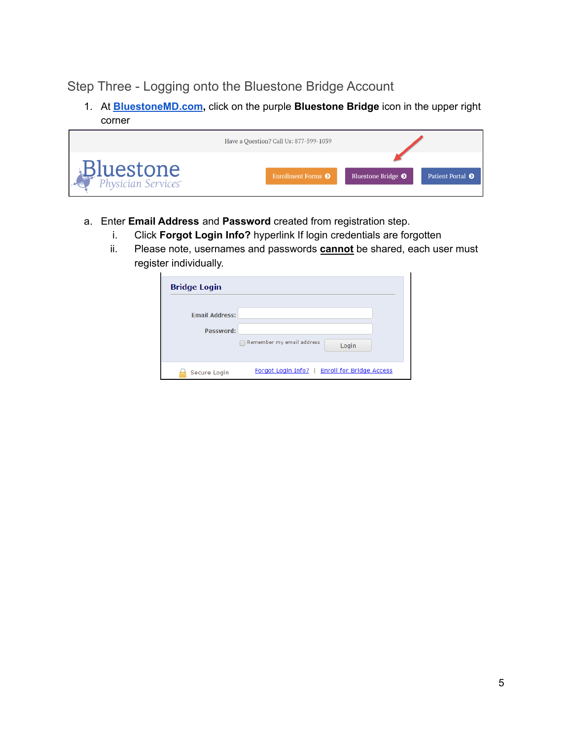## Step Three - Logging onto the Bluestone Bridge Account

1. At **BluestoneMD.com**, click on the purple **Bluestone Bridge** icon in the upper right corner

   a. Enter **Email Address** and **Password** created from registration step.
      i. Click **Forgot Login Info?** hyperlink If login credentials are forgotten
      ii. Please note, usernames and passwords **cannot** be shared, each user must register individually.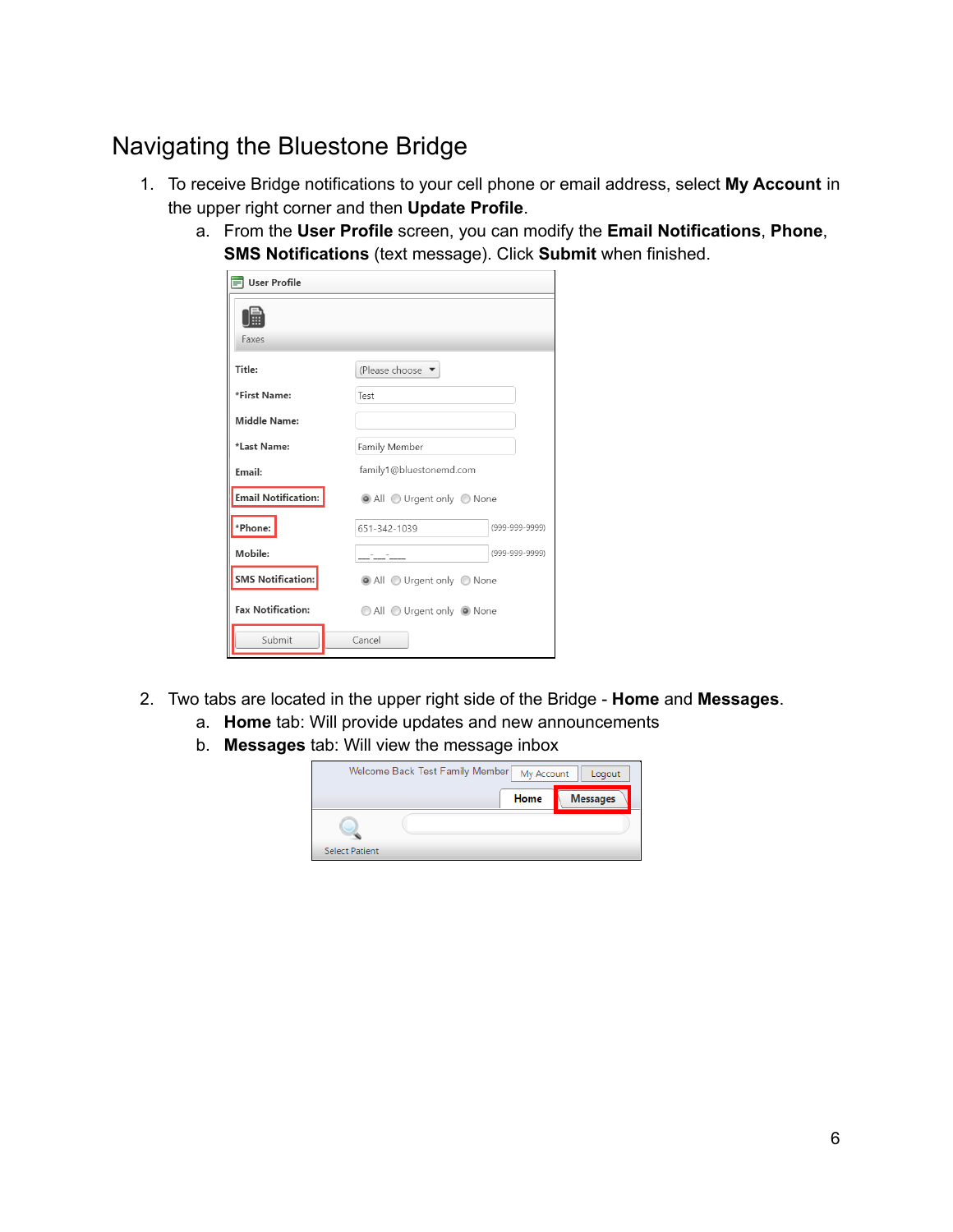# Navigating the Bluestone Bridge

1. To receive Bridge notifications to your cell phone or email address, select **My Account** in the upper right corner and then **Update Profile**.
   a. From the **User Profile** screen, you can modify the **Email Notifications**, **Phone**, **SMS Notifications** (text message). Click **Submit** when finished.

2. Two tabs are located in the upper right side of the Bridge - **Home** and **Messages**.
   a. **Home** tab: Will provide updates and new announcements
   b. **Messages** tab: Will view the message inbox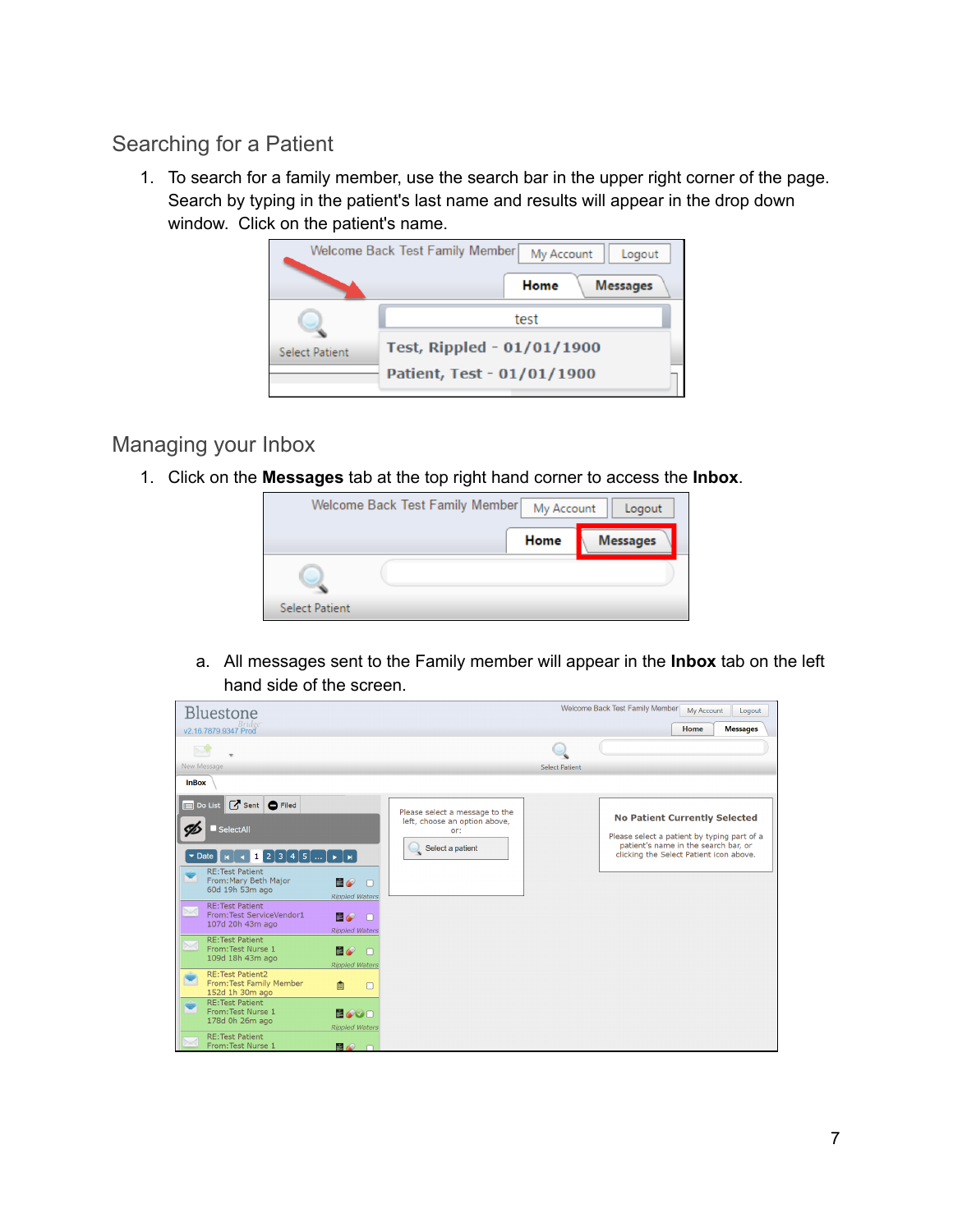## Searching for a Patient

1. To search for a family member, use the search bar in the upper right corner of the page. Search by typing in the patient's last name and results will appear in the drop down window. Click on the patient's name.

## Managing your Inbox

1. Click on the **Messages** tab at the top right hand corner to access the **Inbox**.

   a. All messages sent to the Family member will appear in the **Inbox** tab on the left hand side of the screen.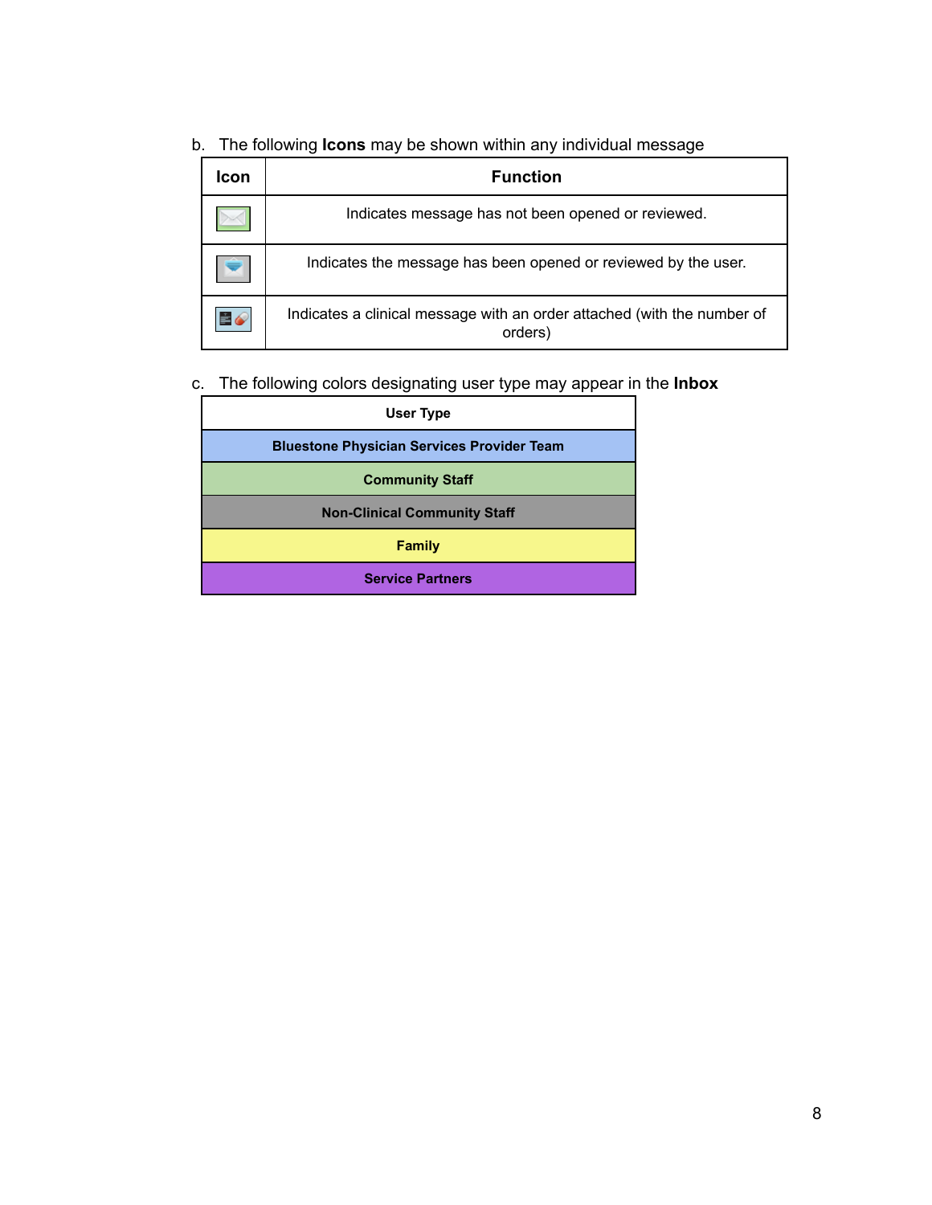b. The following **Icons** may be shown within any individual message

| Icon | Function |
| --- | --- |
| | Indicates message has not been opened or reviewed. |
| | Indicates the message has been opened or reviewed by the user. |
| | Indicates a clinical message with an order attached (with the number of orders) |

c. The following colors designating user type may appear in the **Inbox**

| User Type |
| --- |
| **Bluestone Physician Services Provider Team** |
| **Community Staff** |
| **Non-Clinical Community Staff** |
| **Family** |
| **Service Partners** |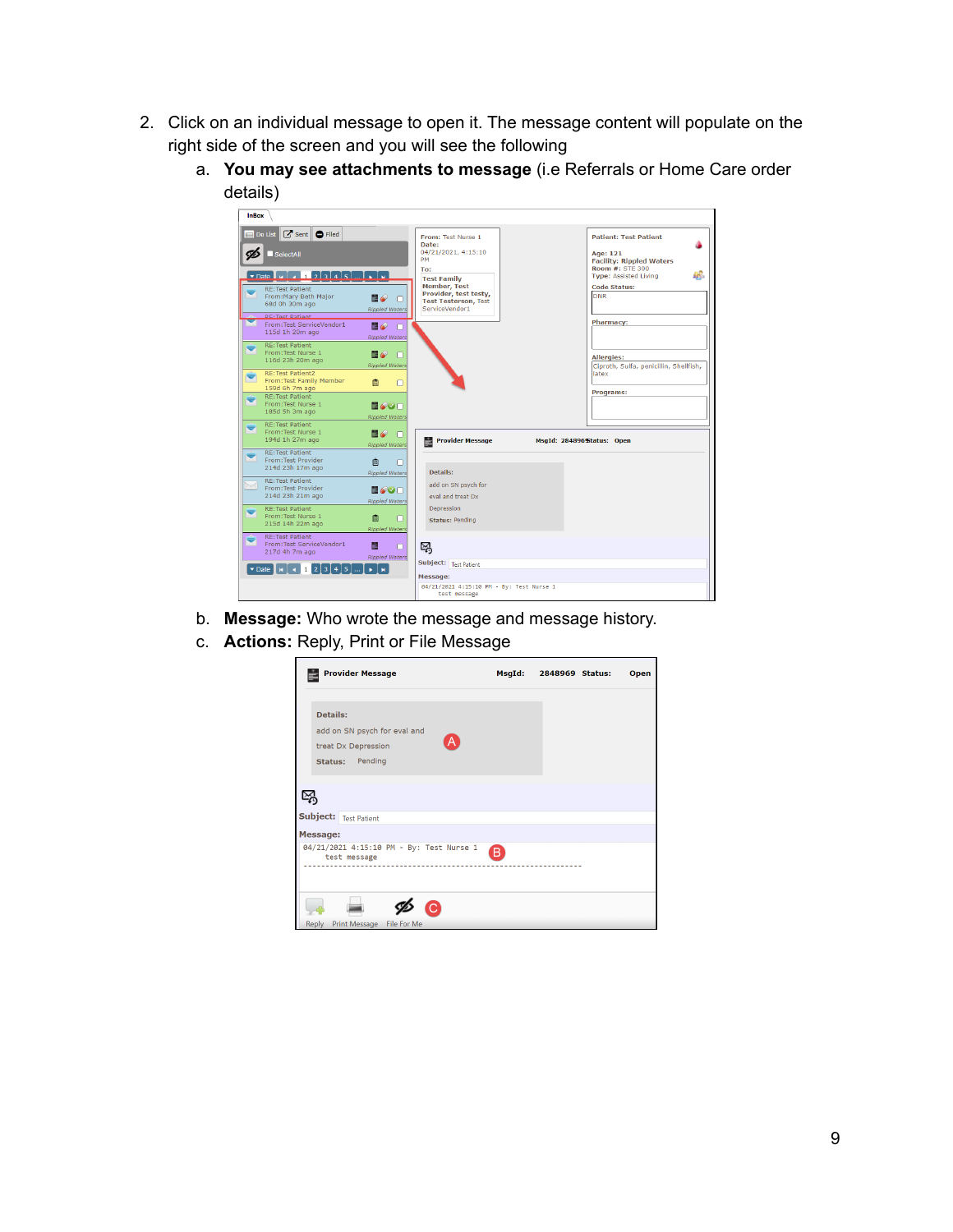2. Click on an individual message to open it. The message content will populate on the right side of the screen and you will see the following
   a. **You may see attachments to message** (i.e Referrals or Home Care order details)
   b. **Message:** Who wrote the message and message history.
   c. **Actions:** Reply, Print or File Message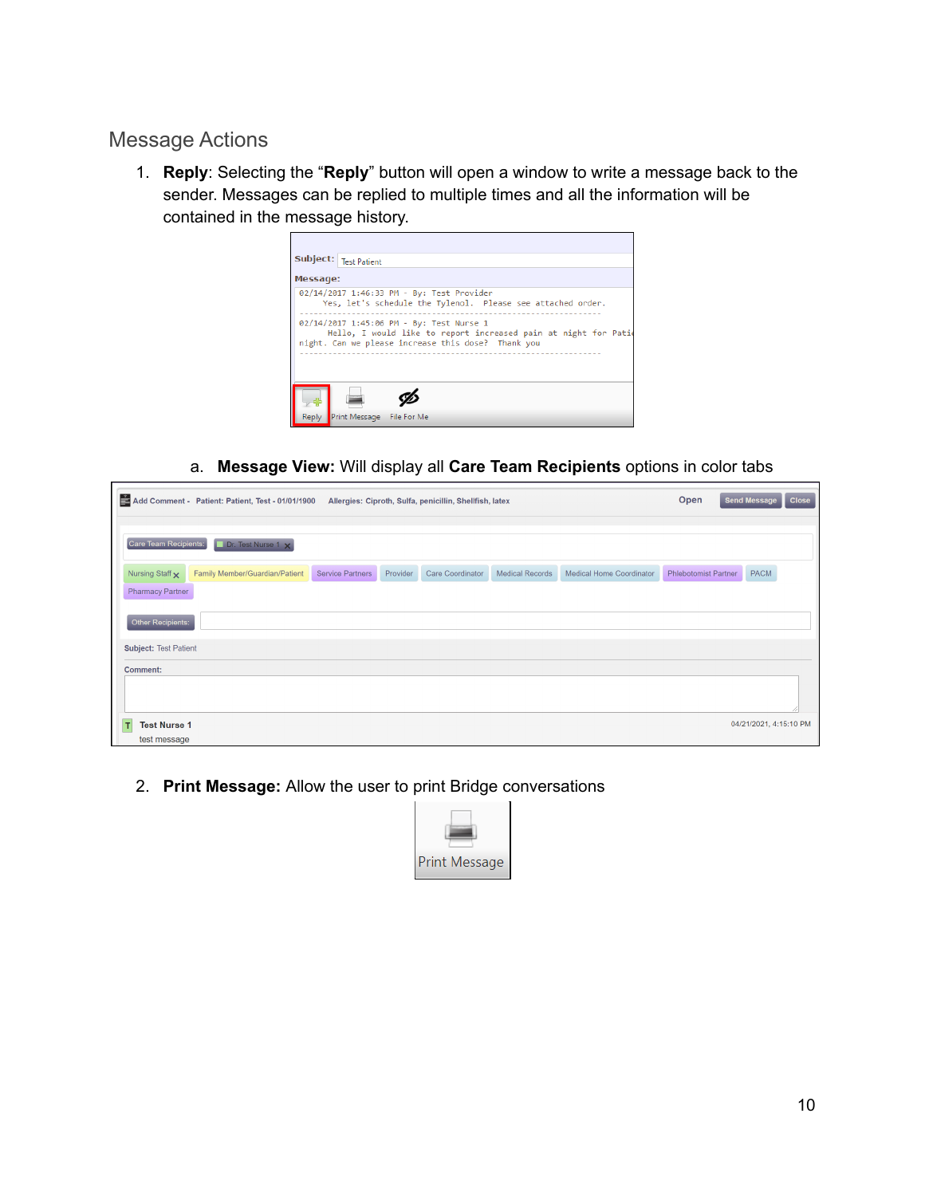## Message Actions

1. **Reply**: Selecting the "**Reply**" button will open a window to write a message back to the sender. Messages can be replied to multiple times and all the information will be contained in the message history.

   a. **Message View:** Will display all **Care Team Recipients** options in color tabs

2. **Print Message:** Allow the user to print Bridge conversations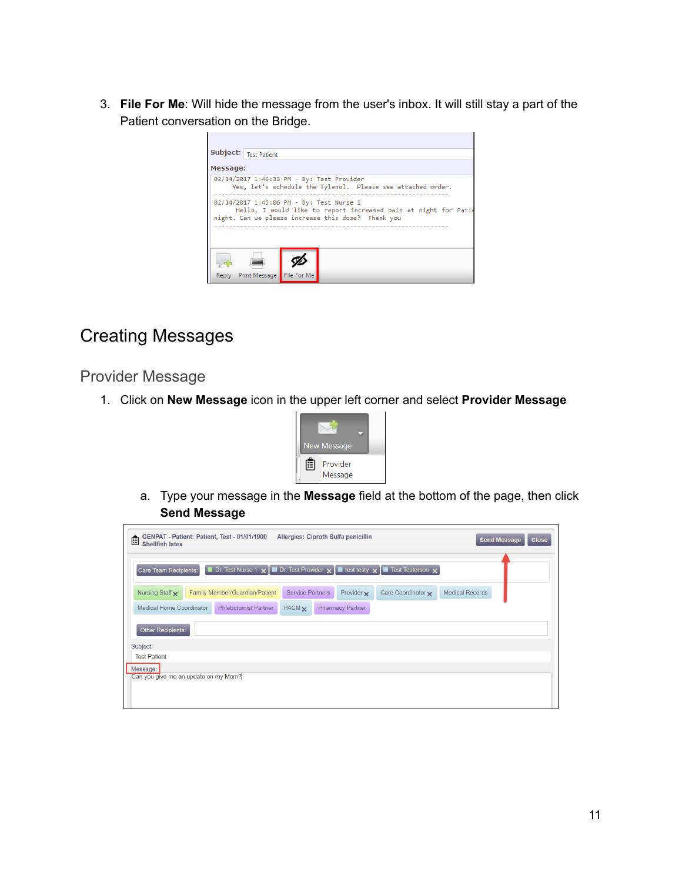3. **File For Me**: Will hide the message from the user's inbox. It will still stay a part of the Patient conversation on the Bridge.

# Creating Messages

## Provider Message

1. Click on **New Message** icon in the upper left corner and select **Provider Message**
   a. Type your message in the **Message** field at the bottom of the page, then click **Send Message**